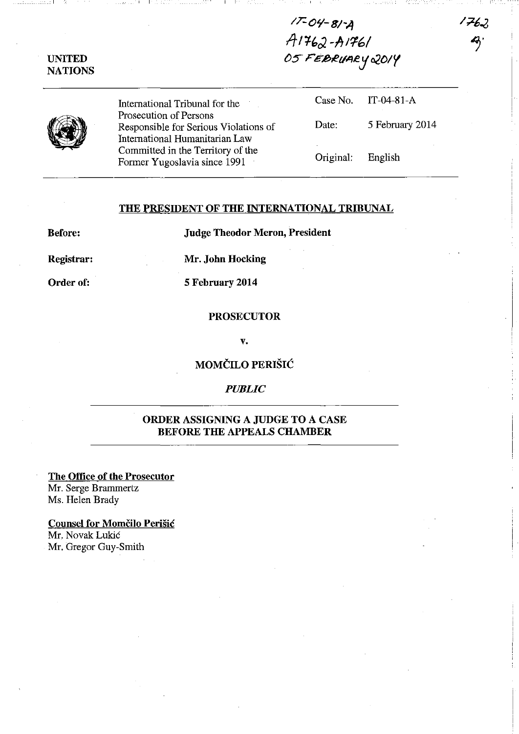IT-04-81-A
A1762-A1761
05 FEBRUARY 2014

1762
AJ

UNITED NATIONS

| International Tribunal for the Prosecution of Persons Responsible for Serious Violations of International Humanitarian Law Committed in the Territory of the Former Yugoslavia since 1991 | Case No. | IT-04-81-A |
|---|---|---|
| | Date: | 5 February 2014 |
| | Original: | English |

**THE PRESIDENT OF THE INTERNATIONAL TRIBUNAL**

**Before:** **Judge Theodor Meron, President**

**Registrar:** **Mr. John Hocking**

**Order of:** **5 February 2014**

**PROSECUTOR**

**v.**

**MOMČILO PERIŠIĆ**

***PUBLIC***

**ORDER ASSIGNING A JUDGE TO A CASE BEFORE THE APPEALS CHAMBER**

**The Office of the Prosecutor**
Mr. Serge Brammertz
Ms. Helen Brady

**Counsel for Momčilo Perišić**
Mr. Novak Lukić
Mr. Gregor Guy-Smith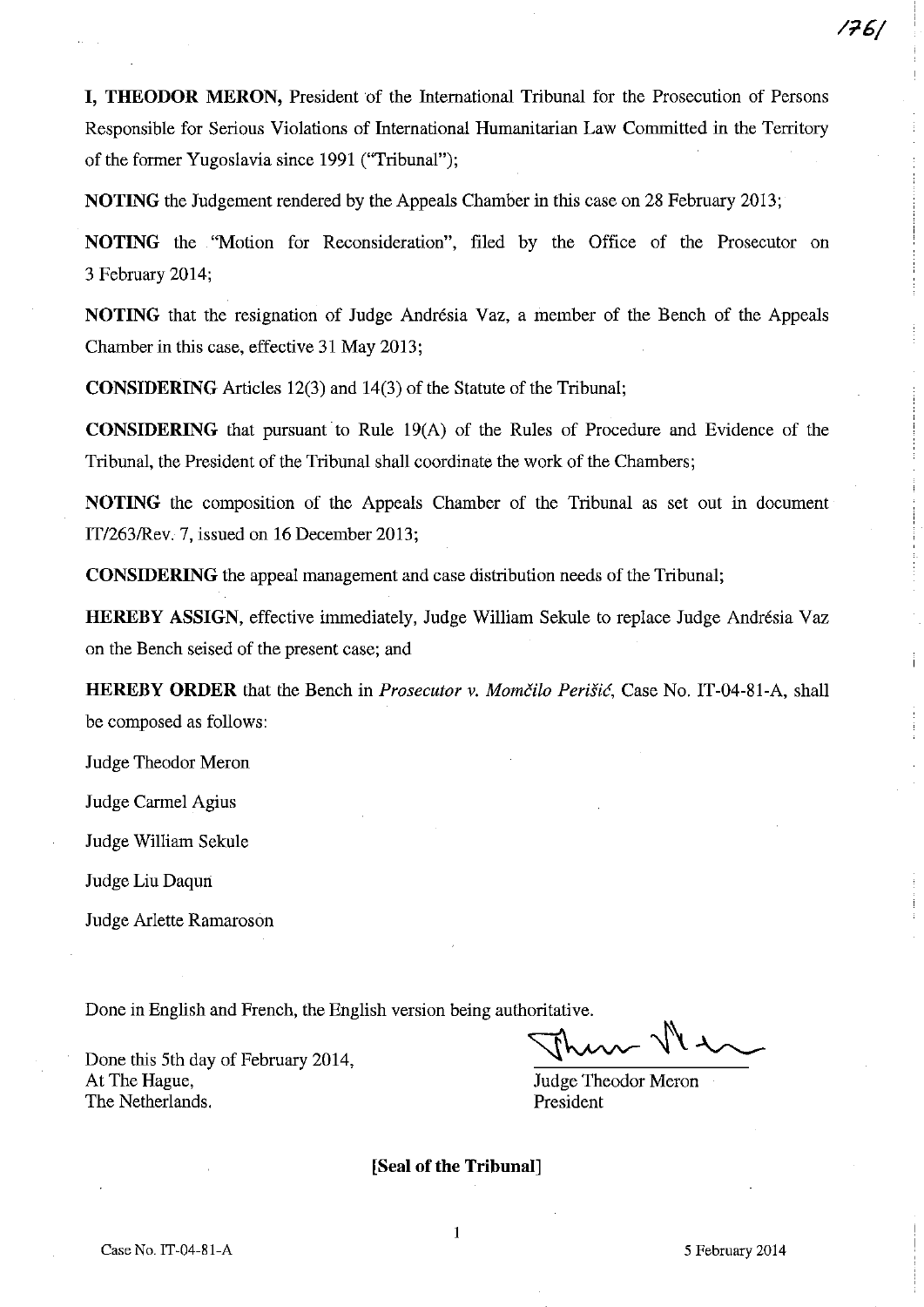**I, THEODOR MERON,** President of the International Tribunal for the Prosecution of Persons Responsible for Serious Violations of International Humanitarian Law Committed in the Territory of the former Yugoslavia since 1991 ("Tribunal");

**NOTING** the Judgement rendered by the Appeals Chamber in this case on 28 February 2013;

**NOTING** the "Motion for Reconsideration", filed by the Office of the Prosecutor on 3 February 2014;

**NOTING** that the resignation of Judge Andrésia Vaz, a member of the Bench of the Appeals Chamber in this case, effective 31 May 2013;

**CONSIDERING** Articles 12(3) and 14(3) of the Statute of the Tribunal;

**CONSIDERING** that pursuant to Rule 19(A) of the Rules of Procedure and Evidence of the Tribunal, the President of the Tribunal shall coordinate the work of the Chambers;

**NOTING** the composition of the Appeals Chamber of the Tribunal as set out in document IT/263/Rev. 7, issued on 16 December 2013;

**CONSIDERING** the appeal management and case distribution needs of the Tribunal;

**HEREBY ASSIGN,** effective immediately, Judge William Sekule to replace Judge Andrésia Vaz on the Bench seised of the present case; and

**HEREBY ORDER** that the Bench in *Prosecutor v. Momčilo Perišić*, Case No. IT-04-81-A, shall be composed as follows:

Judge Theodor Meron

Judge Carmel Agius

Judge William Sekule

Judge Liu Daqun

Judge Arlette Ramaroson

Done in English and French, the English version being authoritative.

Done this 5th day of February 2014,
At The Hague,
The Netherlands.

Judge Theodor Meron
President

**[Seal of the Tribunal]**